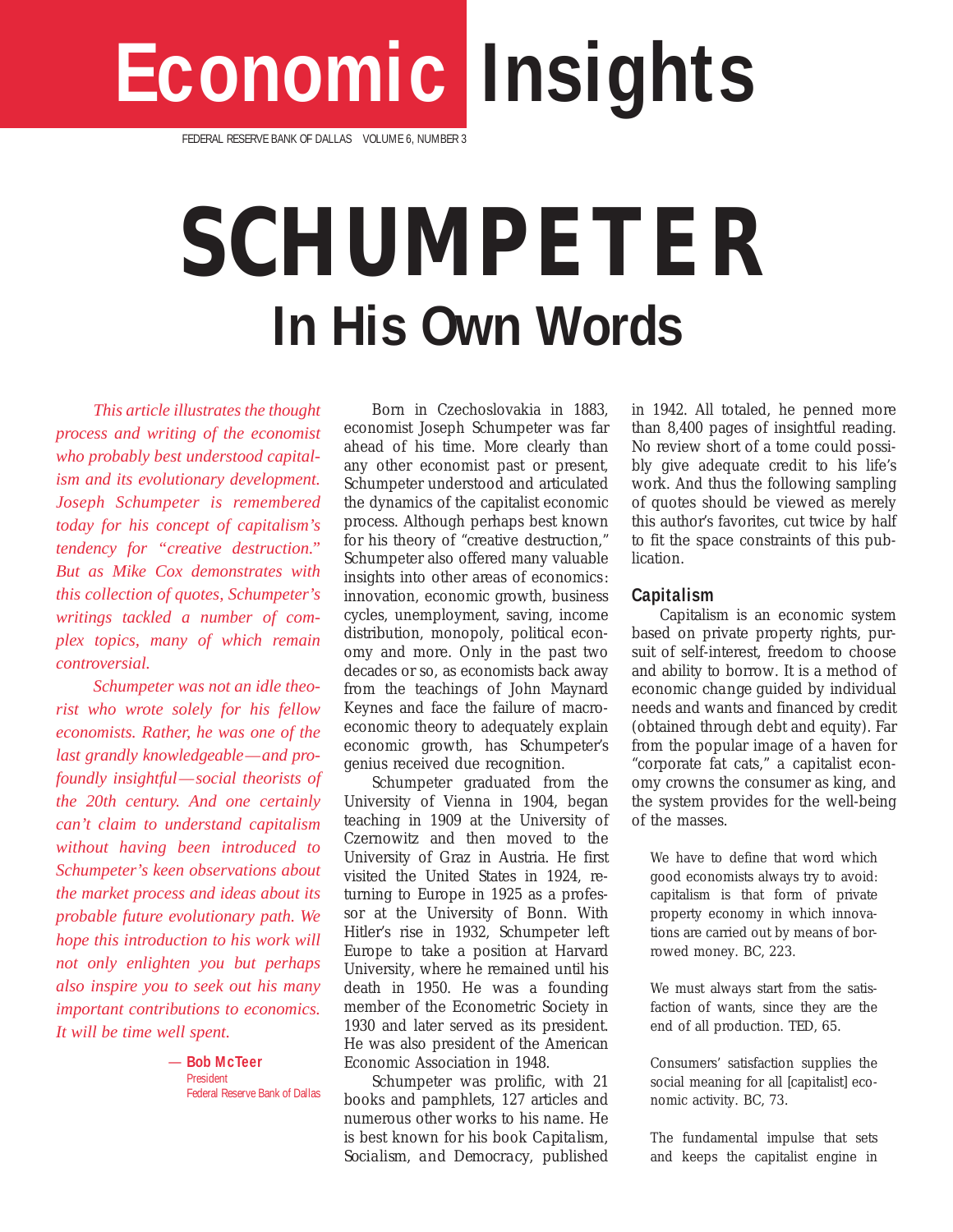# Economic Insights

FEDERAL RESERVE BANK OF DALLAS VOLUME 6, NUMBER 3

# SCHUMPETER

## In His Own Words

*This article illustrates the thought process and writing of the economist who probably best understood capitalism and its evolutionary development. Joseph Schumpeter is remembered today for his concept of capitalism's tendency for "creative destruction." But as Mike Cox demonstrates with this collection of quotes, Schumpeter's writings tackled a number of complex topics, many of which remain controversial.*

*Schumpeter was not an idle theorist who wrote solely for his fellow economists. Rather, he was one of the last grandly knowledgeable—and profoundly insightful—social theorists of the 20th century. And one certainly can't claim to understand capitalism without having been introduced to Schumpeter's keen observations about the market process and ideas about its probable future evolutionary path. We hope this introduction to his work will not only enlighten you but perhaps also inspire you to seek out his many important contributions to economics. It will be time well spent.*

— **Bob McTeer**
President
Federal Reserve Bank of Dallas

Born in Czechoslovakia in 1883, economist Joseph Schumpeter was far ahead of his time. More clearly than any other economist past or present, Schumpeter understood and articulated the dynamics of the capitalist economic process. Although perhaps best known for his theory of "creative destruction," Schumpeter also offered many valuable insights into other areas of economics: innovation, economic growth, business cycles, unemployment, saving, income distribution, monopoly, political economy and more. Only in the past two decades or so, as economists back away from the teachings of John Maynard Keynes and face the failure of macroeconomic theory to adequately explain economic growth, has Schumpeter's genius received due recognition.

Schumpeter graduated from the University of Vienna in 1904, began teaching in 1909 at the University of Czernowitz and then moved to the University of Graz in Austria. He first visited the United States in 1924, returning to Europe in 1925 as a professor at the University of Bonn. With Hitler's rise in 1932, Schumpeter left Europe to take a position at Harvard University, where he remained until his death in 1950. He was a founding member of the Econometric Society in 1930 and later served as its president. He was also president of the American Economic Association in 1948.

Schumpeter was prolific, with 21 books and pamphlets, 127 articles and numerous other works to his name. He is best known for his book *Capitalism, Socialism, and Democracy*, published in 1942. All totaled, he penned more than 8,400 pages of insightful reading. No review short of a tome could possibly give adequate credit to his life's work. And thus the following sampling of quotes should be viewed as merely this author's favorites, cut twice by half to fit the space constraints of this publication.

### Capitalism

Capitalism is an economic system based on private property rights, pursuit of self-interest, freedom to choose and ability to borrow. It is a method of economic change guided by individual needs and wants and financed by credit (obtained through debt and equity). Far from the popular image of a haven for "corporate fat cats," a capitalist economy crowns the consumer as king, and the system provides for the well-being of the masses.

> We have to define that word which good economists always try to avoid: capitalism is that form of private property economy in which innovations are carried out by means of borrowed money. BC, 223.

> We must always start from the satisfaction of wants, since they are the end of all production. TED, 65.

> Consumers' satisfaction supplies the social meaning for all [capitalist] economic activity. BC, 73.

> The fundamental impulse that sets and keeps the capitalist engine in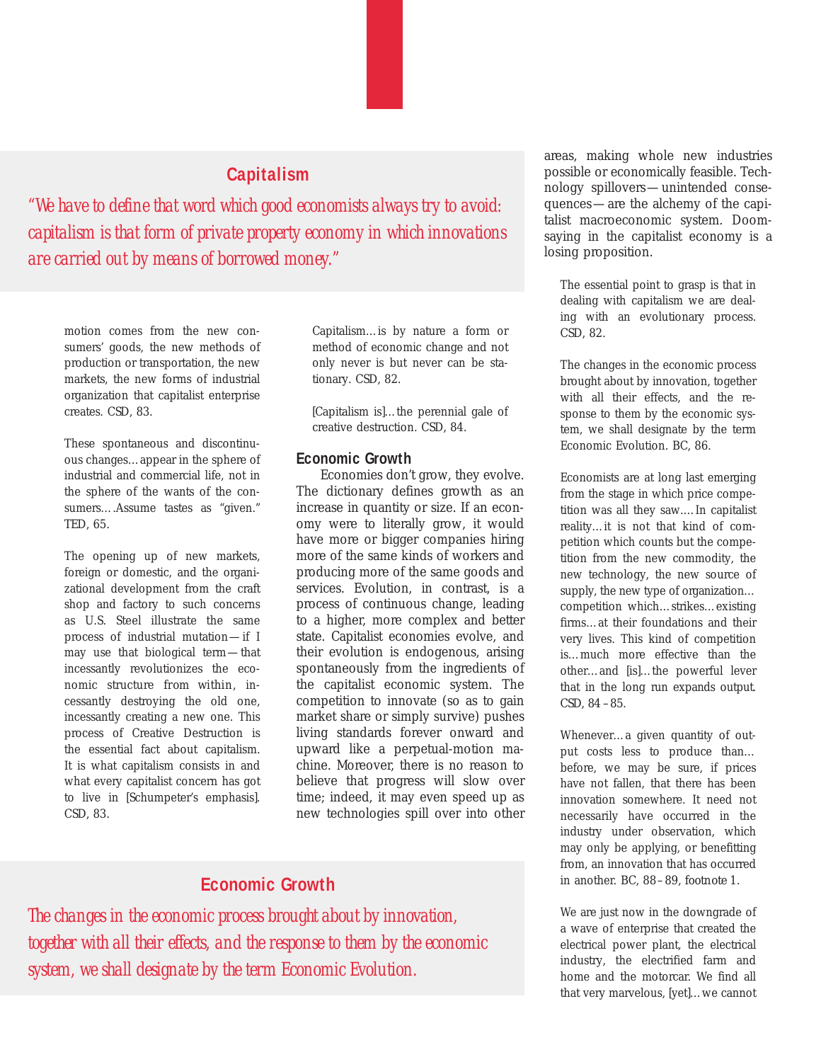## Capitalism

*"We have to define that word which good economists always try to avoid: capitalism is that form of private property economy in which innovations are carried out by means of borrowed money."*

motion comes from the new consumers' goods, the new methods of production or transportation, the new markets, the new forms of industrial organization that capitalist enterprise creates. CSD, 83.

These spontaneous and discontinuous changes…appear in the sphere of industrial and commercial life, not in the sphere of the wants of the consumers….Assume tastes as "given." TED, 65.

The opening up of new markets, foreign or domestic, and the organizational development from the craft shop and factory to such concerns as U.S. Steel illustrate the same process of industrial mutation—if I may use that biological term—that incessantly revolutionizes the economic structure from within, incessantly destroying the old one, incessantly creating a new one. This process of Creative Destruction is the essential fact about capitalism. It is what capitalism consists in and what every capitalist concern has got to live in [Schumpeter's emphasis]. CSD, 83.

Capitalism…is by nature a form or method of economic change and not only never is but never can be stationary. CSD, 82.

[Capitalism is]…the perennial gale of creative destruction. CSD, 84.

### Economic Growth

Economies don't grow, they evolve. The dictionary defines growth as an increase in quantity or size. If an economy were to literally grow, it would have more or bigger companies hiring more of the same kinds of workers and producing more of the same goods and services. Evolution, in contrast, is a process of continuous change, leading to a higher, more complex and better state. Capitalist economies evolve, and their evolution is endogenous, arising spontaneously from the ingredients of the capitalist economic system. The competition to innovate (so as to gain market share or simply survive) pushes living standards forever onward and upward like a perpetual-motion machine. Moreover, there is no reason to believe that progress will slow over time; indeed, it may even speed up as new technologies spill over into other areas, making whole new industries possible or economically feasible. Technology spillovers—unintended consequences—are the alchemy of the capitalist macroeconomic system. Doomsaying in the capitalist economy is a losing proposition.

The essential point to grasp is that in dealing with capitalism we are dealing with an evolutionary process. CSD, 82.

The changes in the economic process brought about by innovation, together with all their effects, and the response to them by the economic system, we shall designate by the term Economic Evolution. BC, 86.

Economists are at long last emerging from the stage in which price competition was all they saw….In capitalist reality…it is not that kind of competition which counts but the competition from the new commodity, the new technology, the new source of supply, the new type of organization…competition which…strikes…existing firms…at their foundations and their very lives. This kind of competition is…much more effective than the other…and [is]…the powerful lever that in the long run expands output. CSD, 84–85.

Whenever…a given quantity of output costs less to produce than…before, we may be sure, if prices have not fallen, that there has been innovation somewhere. It need not necessarily have occurred in the industry under observation, which may only be applying, or benefitting from, an innovation that has occurred in another. BC, 88–89, footnote 1.

## Economic Growth

*The changes in the economic process brought about by innovation, together with all their effects, and the response to them by the economic system, we shall designate by the term Economic Evolution.*

We are just now in the downgrade of a wave of enterprise that created the electrical power plant, the electrical industry, the electrified farm and home and the motorcar. We find all that very marvelous, [yet]…we cannot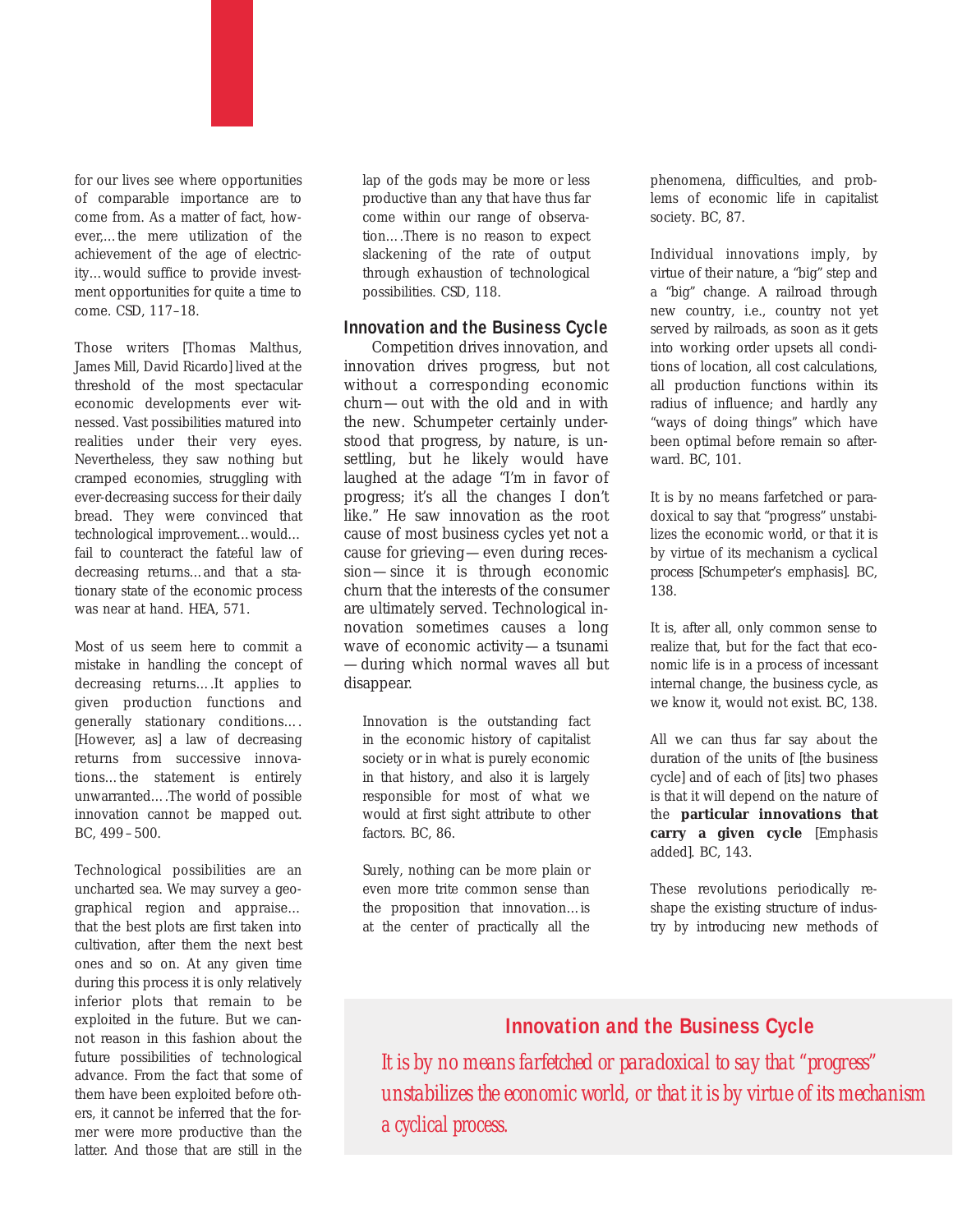for our lives see where opportunities of comparable importance are to come from. As a matter of fact, however,…the mere utilization of the achievement of the age of electricity…would suffice to provide investment opportunities for quite a time to come. CSD, 117–18.

Those writers [Thomas Malthus, James Mill, David Ricardo] lived at the threshold of the most spectacular economic developments ever witnessed. Vast possibilities matured into realities under their very eyes. Nevertheless, they saw nothing but cramped economies, struggling with ever-decreasing success for their daily bread. They were convinced that technological improvement…would…fail to counteract the fateful law of decreasing returns…and that a stationary state of the economic process was near at hand. HEA, 571.

Most of us seem here to commit a mistake in handling the concept of decreasing returns.…It applies to given production functions and generally stationary conditions.…[However, as] a law of decreasing returns from successive innovations…the statement is entirely unwarranted.…The world of possible innovation cannot be mapped out. BC, 499–500.

Technological possibilities are an uncharted sea. We may survey a geographical region and appraise…that the best plots are first taken into cultivation, after them the next best ones and so on. At any given time during this process it is only relatively inferior plots that remain to be exploited in the future. But we cannot reason in this fashion about the future possibilities of technological advance. From the fact that some of them have been exploited before others, it cannot be inferred that the former were more productive than the latter. And those that are still in the lap of the gods may be more or less productive than any that have thus far come within our range of observation.…There is no reason to expect slackening of the rate of output through exhaustion of technological possibilities. CSD, 118.

## Innovation and the Business Cycle

Competition drives innovation, and innovation drives progress, but not without a corresponding economic churn—out with the old and in with the new. Schumpeter certainly understood that progress, by nature, is unsettling, but he likely would have laughed at the adage "I'm in favor of progress; it's all the changes I don't like." He saw innovation as the root cause of most business cycles yet not a cause for grieving—even during recession—since it is through economic churn that the interests of the consumer are ultimately served. Technological innovation sometimes causes a long wave of economic activity—a tsunami—during which normal waves all but disappear.

Innovation is the outstanding fact in the economic history of capitalist society or in what is purely economic in that history, and also it is largely responsible for most of what we would at first sight attribute to other factors. BC, 86.

Surely, nothing can be more plain or even more trite common sense than the proposition that innovation…is at the center of practically all the phenomena, difficulties, and problems of economic life in capitalist society. BC, 87.

Individual innovations imply, by virtue of their nature, a "big" step and a "big" change. A railroad through new country, i.e., country not yet served by railroads, as soon as it gets into working order upsets all conditions of location, all cost calculations, all production functions within its radius of influence; and hardly any "ways of doing things" which have been optimal before remain so afterward. BC, 101.

It is by no means farfetched or paradoxical to say that "progress" unstabilizes the economic world, or that it is by virtue of its mechanism a cyclical process [Schumpeter's emphasis]. BC, 138.

It is, after all, only common sense to realize that, but for the fact that economic life is in a process of incessant internal change, the business cycle, as we know it, would not exist. BC, 138.

All we can thus far say about the duration of the units of [the business cycle] and of each of [its] two phases is that it will depend on the nature of the **particular innovations that carry a given cycle** [Emphasis added]. BC, 143.

These revolutions periodically reshape the existing structure of industry by introducing new methods of

### Innovation and the Business Cycle

*It is by no means farfetched or paradoxical to say that "progress" unstabilizes the economic world, or that it is by virtue of its mechanism a cyclical process.*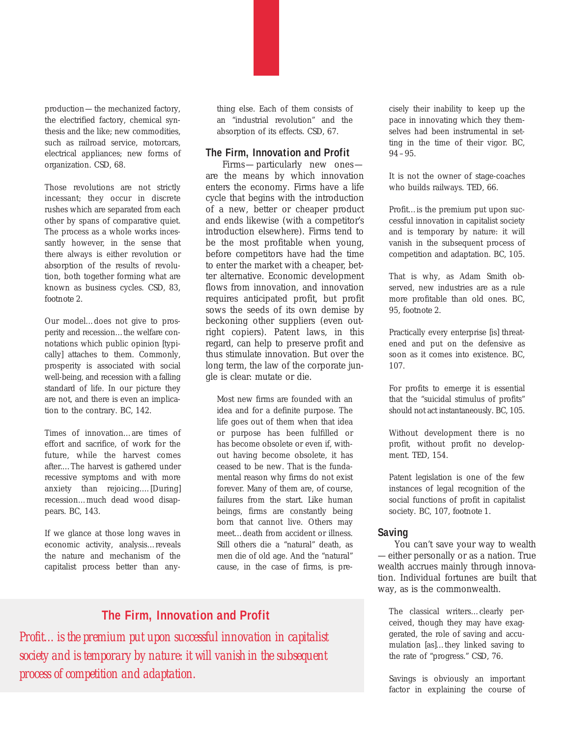production — the mechanized factory, the electrified factory, chemical synthesis and the like; new commodities, such as railroad service, motorcars, electrical appliances; new forms of organization. CSD, 68.

Those revolutions are not strictly incessant; they occur in discrete rushes which are separated from each other by spans of comparative quiet. The process as a whole works incessantly however, in the sense that there always is either revolution or absorption of the results of revolution, both together forming what are known as business cycles. CSD, 83, footnote 2.

Our model…does not give to prosperity and recession…the welfare connotations which public opinion [typically] attaches to them. Commonly, prosperity is associated with social well-being, and recession with a falling standard of life. In our picture they are not, and there is even an implication to the contrary. BC, 142.

Times of innovation…are times of effort and sacrifice, of work for the future, while the harvest comes after.…The harvest is gathered under recessive symptoms and with more anxiety than rejoicing.…[During] recession…much dead wood disappears. BC, 143.

If we glance at those long waves in economic activity, analysis…reveals the nature and mechanism of the capitalist process better than anything else. Each of them consists of an "industrial revolution" and the absorption of its effects. CSD, 67.

## The Firm, Innovation and Profit

Firms — particularly new ones — are the means by which innovation enters the economy. Firms have a life cycle that begins with the introduction of a new, better or cheaper product and ends likewise (with a competitor's introduction elsewhere). Firms tend to be the most profitable when young, before competitors have had the time to enter the market with a cheaper, better alternative. Economic development flows from innovation, and innovation requires anticipated profit, but profit sows the seeds of its own demise by beckoning other suppliers (even outright copiers). Patent laws, in this regard, can help to preserve profit and thus stimulate innovation. But over the long term, the law of the corporate jungle is clear: mutate or die.

Most new firms are founded with an idea and for a definite purpose. The life goes out of them when that idea or purpose has been fulfilled or has become obsolete or even if, without having become obsolete, it has ceased to be new. That is the fundamental reason why firms do not exist forever. Many of them are, of course, failures from the start. Like human beings, firms are constantly being born that cannot live. Others may meet…death from accident or illness. Still others die a "natural" death, as men die of old age. And the "natural" cause, in the case of firms, is precisely their inability to keep up the pace in innovating which they themselves had been instrumental in setting in the time of their vigor. BC, 94 – 95.

It is not the owner of stage-coaches who builds railways. TED, 66.

Profit…is the premium put upon successful innovation in capitalist society and is temporary by nature: it will vanish in the subsequent process of competition and adaptation. BC, 105.

That is why, as Adam Smith observed, new industries are as a rule more profitable than old ones. BC, 95, footnote 2.

Practically every enterprise [is] threatened and put on the defensive as soon as it comes into existence. BC, 107.

For profits to emerge it is essential that the "suicidal stimulus of profits" should not act instantaneously. BC, 105.

Without development there is no profit, without profit no development. TED, 154.

Patent legislation is one of the few instances of legal recognition of the social functions of profit in capitalist society. BC, 107, footnote 1.

### The Firm, Innovation and Profit

*Profit… is the premium put upon successful innovation in capitalist society and is temporary by nature: it will vanish in the subsequent process of competition and adaptation.*

## Saving

You can't save your way to wealth — either personally or as a nation. True wealth accrues mainly through innovation. Individual fortunes are built that way, as is the commonwealth.

The classical writers…clearly perceived, though they may have exaggerated, the role of saving and accumulation [as]…they linked saving to the rate of "progress." CSD, 76.

Savings is obviously an important factor in explaining the course of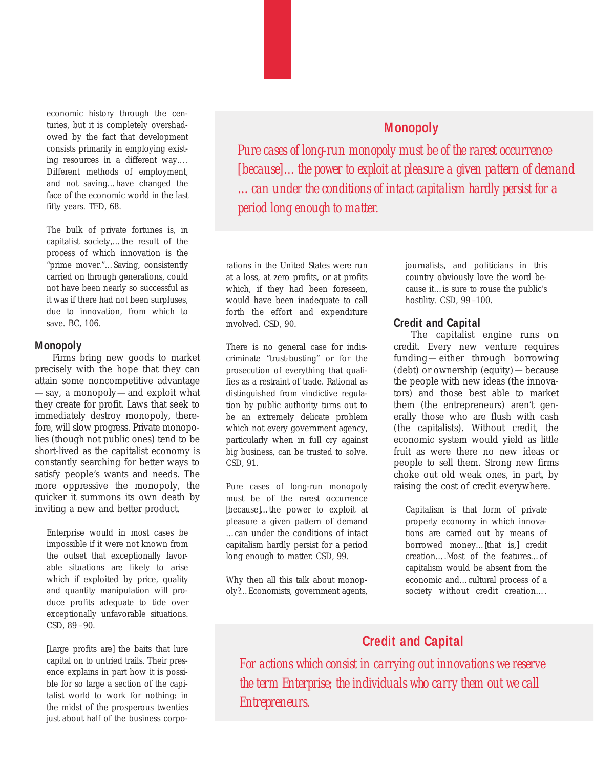economic history through the centuries, but it is completely overshadowed by the fact that development consists primarily in employing existing resources in a different way.… Different methods of employment, and not saving…have changed the face of the economic world in the last fifty years. TED, 68.

The bulk of private fortunes is, in capitalist society,…the result of the process of which innovation is the "prime mover."…Saving, consistently carried on through generations, could not have been nearly so successful as it was if there had not been surpluses, due to innovation, from which to save. BC, 106.

## Monopoly

Firms bring new goods to market precisely with the hope that they can attain some noncompetitive advantage—say, a monopoly—and exploit what they create for profit. Laws that seek to immediately destroy monopoly, therefore, will slow progress. Private monopolies (though not public ones) tend to be short-lived as the capitalist economy is constantly searching for better ways to satisfy people's wants and needs. The more oppressive the monopoly, the quicker it summons its own death by inviting a new and better product.

> Enterprise would in most cases be impossible if it were not known from the outset that exceptionally favorable situations are likely to arise which if exploited by price, quality and quantity manipulation will produce profits adequate to tide over exceptionally unfavorable situations. CSD, 89–90.

> [Large profits are] the baits that lure capital on to untried trails. Their presence explains in part how it is possible for so large a section of the capitalist world to work for nothing: in the midst of the prosperous twenties just about half of the business corporations in the United States were run at a loss, at zero profits, or at profits which, if they had been foreseen, would have been inadequate to call forth the effort and expenditure involved. CSD, 90.

> There is no general case for indiscriminate "trust-busting" or for the prosecution of everything that qualifies as a restraint of trade. Rational as distinguished from vindictive regulation by public authority turns out to be an extremely delicate problem which not every government agency, particularly when in full cry against big business, can be trusted to solve. CSD, 91.

> Pure cases of long-run monopoly must be of the rarest occurrence [because]…the power to exploit at pleasure a given pattern of demand …can under the conditions of intact capitalism hardly persist for a period long enough to matter. CSD, 99.

> Why then all this talk about monopoly?…Economists, government agents, journalists, and politicians in this country obviously love the word because it…is sure to rouse the public's hostility. CSD, 99–100.

> **Monopoly**
>
> *Pure cases of long-run monopoly must be of the rarest occurrence [because]… the power to exploit at pleasure a given pattern of demand … can under the conditions of intact capitalism hardly persist for a period long enough to matter.*

## Credit and Capital

The capitalist engine runs on credit. Every new venture requires funding—either through borrowing (debt) or ownership (equity)—because the people with new ideas (the innovators) and those best able to market them (the entrepreneurs) aren't generally those who are flush with cash (the capitalists). Without credit, the economic system would yield as little fruit as were there no new ideas or people to sell them. Strong new firms choke out old weak ones, in part, by raising the cost of credit everywhere.

> Capitalism is that form of private property economy in which innovations are carried out by means of borrowed money…[that is,] credit creation.…Most of the features…of capitalism would be absent from the economic and…cultural process of a society without credit creation.…

> **Credit and Capital**
>
> *For actions which consist in carrying out innovations we reserve the term Enterprise; the individuals who carry them out we call Entrepreneurs.*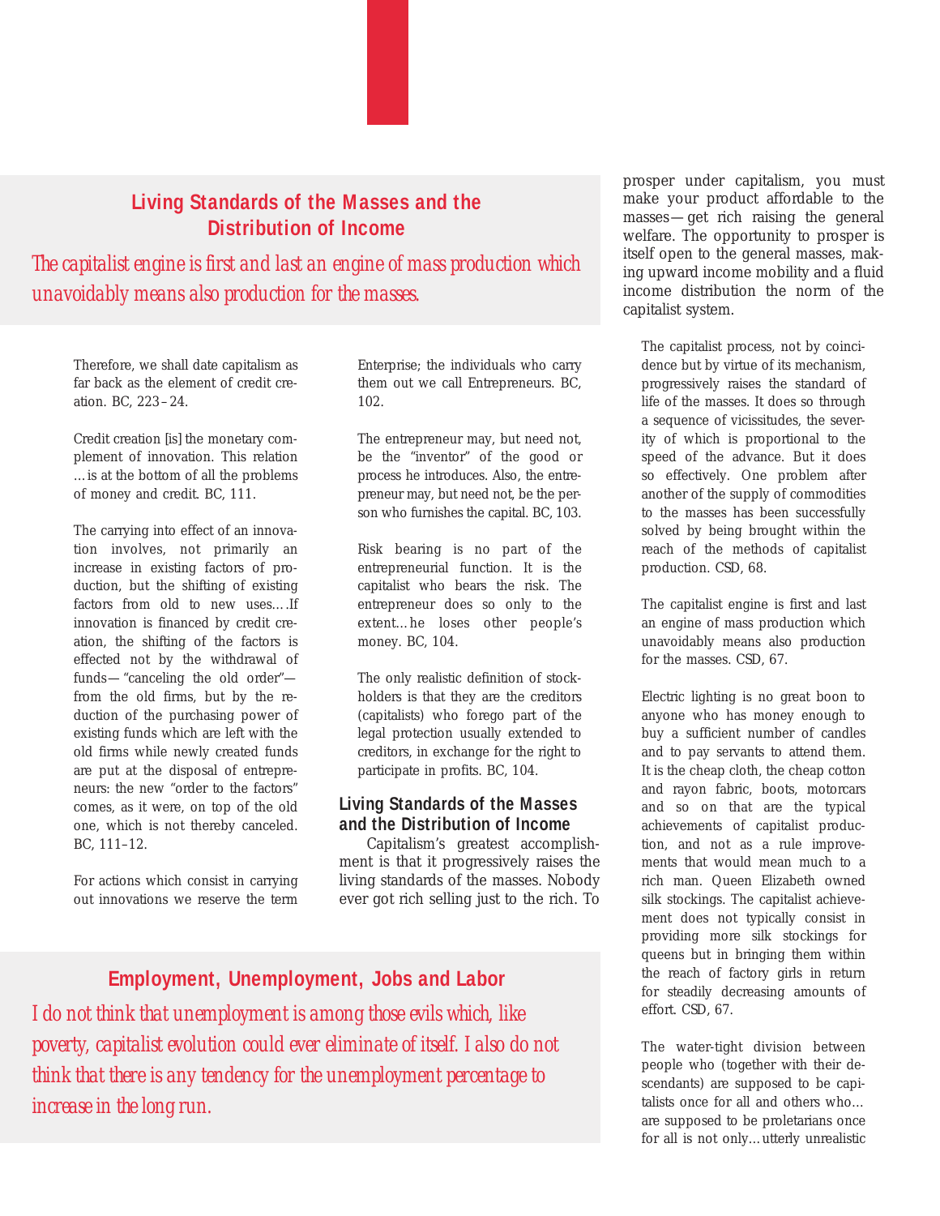## Living Standards of the Masses and the Distribution of Income

*The capitalist engine is first and last an engine of mass production which unavoidably means also production for the masses.*

Therefore, we shall date capitalism as far back as the element of credit creation. BC, 223–24.

Credit creation [is] the monetary complement of innovation. This relation …is at the bottom of all the problems of money and credit. BC, 111.

The carrying into effect of an innovation involves, not primarily an increase in existing factors of production, but the shifting of existing factors from old to new uses.…If innovation is financed by credit creation, the shifting of the factors is effected not by the withdrawal of funds—"canceling the old order"—from the old firms, but by the reduction of the purchasing power of existing funds which are left with the old firms while newly created funds are put at the disposal of entrepreneurs: the new "order to the factors" comes, as it were, on top of the old one, which is not thereby canceled. BC, 111–12.

For actions which consist in carrying out innovations we reserve the term Enterprise; the individuals who carry them out we call Entrepreneurs. BC, 102.

The entrepreneur may, but need not, be the "inventor" of the good or process he introduces. Also, the entrepreneur may, but need not, be the person who furnishes the capital. BC, 103.

Risk bearing is no part of the entrepreneurial function. It is the capitalist who bears the risk. The entrepreneur does so only to the extent…he loses other people's money. BC, 104.

The only realistic definition of stockholders is that they are the creditors (capitalists) who forego part of the legal protection usually extended to creditors, in exchange for the right to participate in profits. BC, 104.

### Living Standards of the Masses and the Distribution of Income

Capitalism's greatest accomplishment is that it progressively raises the living standards of the masses. Nobody ever got rich selling just to the rich. To prosper under capitalism, you must make your product affordable to the masses—get rich raising the general welfare. The opportunity to prosper is itself open to the general masses, making upward income mobility and a fluid income distribution the norm of the capitalist system.

The capitalist process, not by coincidence but by virtue of its mechanism, progressively raises the standard of life of the masses. It does so through a sequence of vicissitudes, the severity of which is proportional to the speed of the advance. But it does so effectively. One problem after another of the supply of commodities to the masses has been successfully solved by being brought within the reach of the methods of capitalist production. CSD, 68.

The capitalist engine is first and last an engine of mass production which unavoidably means also production for the masses. CSD, 67.

Electric lighting is no great boon to anyone who has money enough to buy a sufficient number of candles and to pay servants to attend them. It is the cheap cloth, the cheap cotton and rayon fabric, boots, motorcars and so on that are the typical achievements of capitalist production, and not as a rule improvements that would mean much to a rich man. Queen Elizabeth owned silk stockings. The capitalist achievement does not typically consist in providing more silk stockings for queens but in bringing them within the reach of factory girls in return for steadily decreasing amounts of effort. CSD, 67.

The water-tight division between people who (together with their descendants) are supposed to be capitalists once for all and others who… are supposed to be proletarians once for all is not only…utterly unrealistic

## Employment, Unemployment, Jobs and Labor

*I do not think that unemployment is among those evils which, like poverty, capitalist evolution could ever eliminate of itself. I also do not think that there is any tendency for the unemployment percentage to increase in the long run.*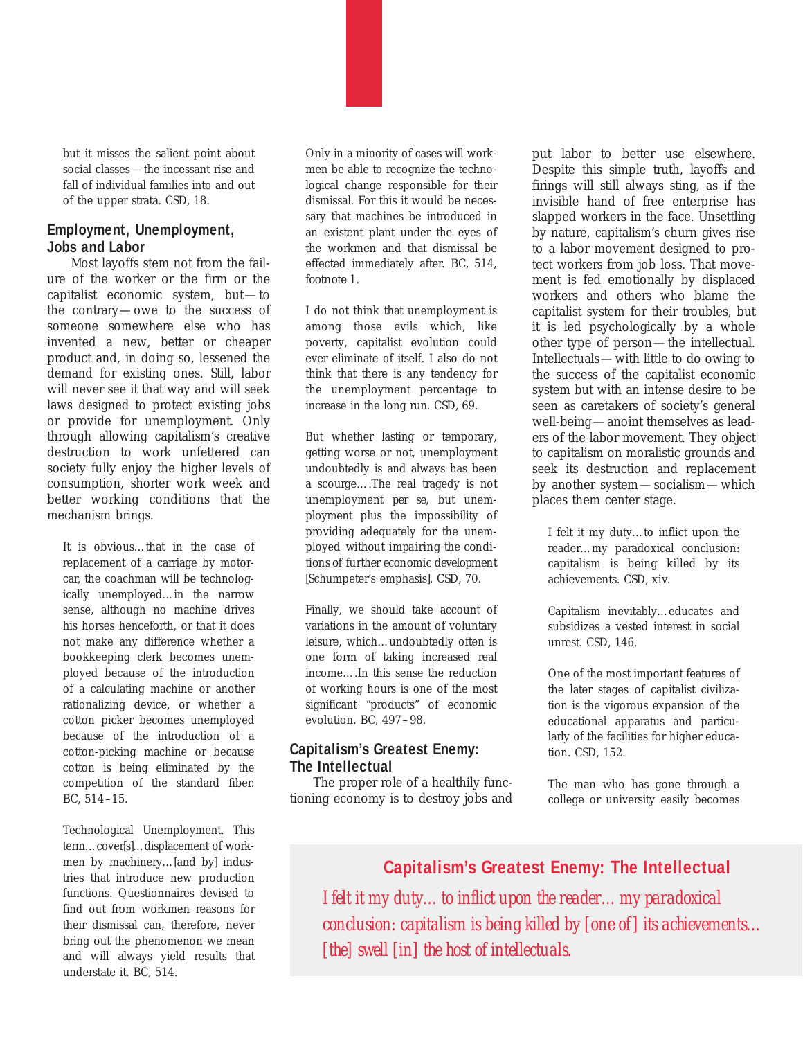> but it misses the salient point about social classes—the incessant rise and fall of individual families into and out of the upper strata. CSD, 18.

## Employment, Unemployment, Jobs and Labor

Most layoffs stem not from the failure of the worker or the firm or the capitalist economic system, but—to the contrary—owe to the success of someone somewhere else who has invented a new, better or cheaper product and, in doing so, lessened the demand for existing ones. Still, labor will never see it that way and will seek laws designed to protect existing jobs or provide for unemployment. Only through allowing capitalism's creative destruction to work unfettered can society fully enjoy the higher levels of consumption, shorter work week and better working conditions that the mechanism brings.

> It is obvious…that in the case of replacement of a carriage by motorcar, the coachman will be technologically unemployed…in the narrow sense, although no machine drives his horses henceforth, or that it does not make any difference whether a bookkeeping clerk becomes unemployed because of the introduction of a calculating machine or another rationalizing device, or whether a cotton picker becomes unemployed because of the introduction of a cotton-picking machine or because cotton is being eliminated by the competition of the standard fiber. BC, 514–15.

> Technological Unemployment. This term…cover[s]…displacement of workmen by machinery…[and by] industries that introduce new production functions. Questionnaires devised to find out from workmen reasons for their dismissal can, therefore, never bring out the phenomenon we mean and will always yield results that understate it. BC, 514.

> Only in a minority of cases will workmen be able to recognize the technological change responsible for their dismissal. For this it would be necessary that machines be introduced in an existent plant under the eyes of the workmen and that dismissal be effected immediately after. BC, 514, footnote 1.

> I do not think that unemployment is among those evils which, like poverty, capitalist evolution could ever eliminate of itself. I also do not think that there is any tendency for the unemployment percentage to increase in the long run. CSD, 69.

> But whether lasting or temporary, getting worse or not, unemployment undoubtedly is and always has been a scourge.…The real tragedy is not unemployment per se, but unemployment plus the impossibility of providing adequately for the unemployed without impairing the conditions of further economic development [Schumpeter's emphasis]. CSD, 70.

> Finally, we should take account of variations in the amount of voluntary leisure, which…undoubtedly often is one form of taking increased real income.…In this sense the reduction of working hours is one of the most significant "products" of economic evolution. BC, 497–98.

## Capitalism's Greatest Enemy: The Intellectual

The proper role of a healthily functioning economy is to destroy jobs and put labor to better use elsewhere. Despite this simple truth, layoffs and firings will still always sting, as if the invisible hand of free enterprise has slapped workers in the face. Unsettling by nature, capitalism's churn gives rise to a labor movement designed to protect workers from job loss. That movement is fed emotionally by displaced workers and others who blame the capitalist system for their troubles, but it is led psychologically by a whole other type of person—the intellectual. Intellectuals—with little to do owing to the success of the capitalist economic system but with an intense desire to be seen as caretakers of society's general well-being—anoint themselves as leaders of the labor movement. They object to capitalism on moralistic grounds and seek its destruction and replacement by another system—socialism—which places them center stage.

> I felt it my duty…to inflict upon the reader…my paradoxical conclusion: capitalism is being killed by its achievements. CSD, xiv.

> Capitalism inevitably…educates and subsidizes a vested interest in social unrest. CSD, 146.

> One of the most important features of the later stages of capitalist civilization is the vigorous expansion of the educational apparatus and particularly of the facilities for higher education. CSD, 152.

> The man who has gone through a college or university easily becomes

**Capitalism's Greatest Enemy: The Intellectual**

*I felt it my duty… to inflict upon the reader… my paradoxical conclusion: capitalism is being killed by [one of] its achievements… [the] swell [in] the host of intellectuals.*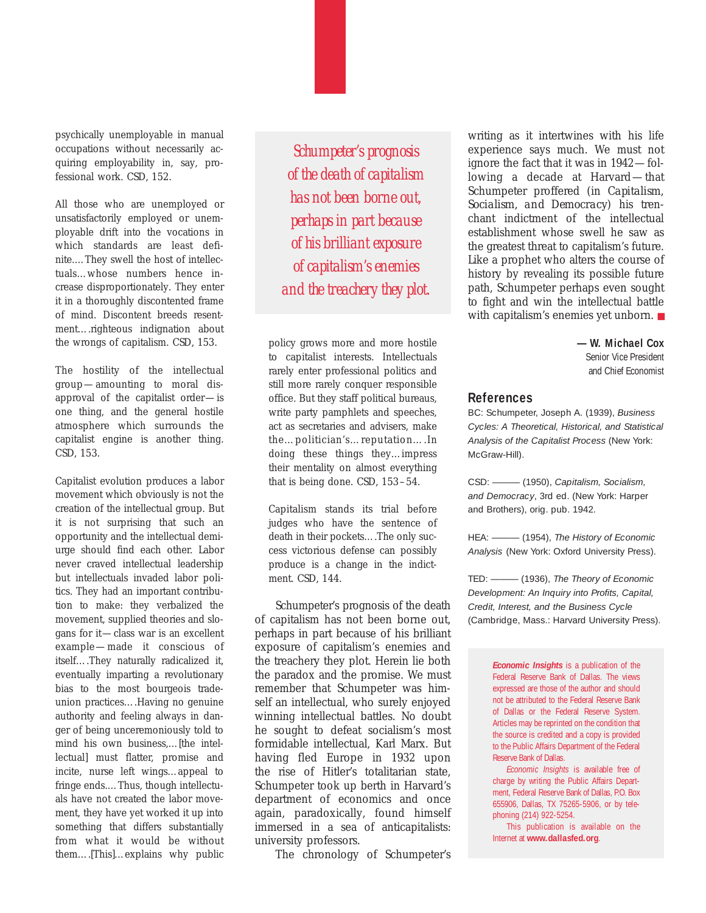psychically unemployable in manual occupations without necessarily acquiring employability in, say, professional work. CSD, 152.

All those who are unemployed or unsatisfactorily employed or unemployable drift into the vocations in which standards are least definite.…They swell the host of intellectuals…whose numbers hence increase disproportionately. They enter it in a thoroughly discontented frame of mind. Discontent breeds resentment.…righteous indignation about the wrongs of capitalism. CSD, 153.

The hostility of the intellectual group—amounting to moral disapproval of the capitalist order—is one thing, and the general hostile atmosphere which surrounds the capitalist engine is another thing. CSD, 153.

Capitalist evolution produces a labor movement which obviously is not the creation of the intellectual group. But it is not surprising that such an opportunity and the intellectual demiurge should find each other. Labor never craved intellectual leadership but intellectuals invaded labor politics. They had an important contribution to make: they verbalized the movement, supplied theories and slogans for it—class war is an excellent example—made it conscious of itself.…They naturally radicalized it, eventually imparting a revolutionary bias to the most bourgeois trade-union practices.…Having no genuine authority and feeling always in danger of being unceremoniously told to mind his own business,…[the intellectual] must flatter, promise and incite, nurse left wings…appeal to fringe ends.…Thus, though intellectuals have not created the labor movement, they have yet worked it up into something that differs substantially from what it would be without them.…[This]…explains why public policy grows more and more hostile to capitalist interests. Intellectuals rarely enter professional politics and still more rarely conquer responsible office. But they staff political bureaus, write party pamphlets and speeches, act as secretaries and advisers, make the…politician's…reputation.…In doing these things they…impress their mentality on almost everything that is being done. CSD, 153–54.

Capitalism stands its trial before judges who have the sentence of death in their pockets.…The only success victorious defense can possibly produce is a change in the indictment. CSD, 144.

*Schumpeter's prognosis of the death of capitalism has not been borne out, perhaps in part because of his brilliant exposure of capitalism's enemies and the treachery they plot.*

Schumpeter's prognosis of the death of capitalism has not been borne out, perhaps in part because of his brilliant exposure of capitalism's enemies and the treachery they plot. Herein lie both the paradox and the promise. We must remember that Schumpeter was himself an intellectual, who surely enjoyed winning intellectual battles. No doubt he sought to defeat socialism's most formidable intellectual, Karl Marx. But having fled Europe in 1932 upon the rise of Hitler's totalitarian state, Schumpeter took up berth in Harvard's department of economics and once again, paradoxically, found himself immersed in a sea of anticapitalists: university professors.

The chronology of Schumpeter's writing as it intertwines with his life experience says much. We must not ignore the fact that it was in 1942—following a decade at Harvard—that Schumpeter proffered (in *Capitalism, Socialism, and Democracy*) his trenchant indictment of the intellectual establishment whose swell he saw as the greatest threat to capitalism's future. Like a prophet who alters the course of history by revealing its possible future path, Schumpeter perhaps even sought to fight and win the intellectual battle with capitalism's enemies yet unborn. ■

**—W. Michael Cox**
Senior Vice President
and Chief Economist

## References

BC: Schumpeter, Joseph A. (1939), *Business Cycles: A Theoretical, Historical, and Statistical Analysis of the Capitalist Process* (New York: McGraw-Hill).

CSD: ——— (1950), *Capitalism, Socialism, and Democracy*, 3rd ed. (New York: Harper and Brothers), orig. pub. 1942.

HEA: ——— (1954), *The History of Economic Analysis* (New York: Oxford University Press).

TED: ——— (1936), *The Theory of Economic Development: An Inquiry into Profits, Capital, Credit, Interest, and the Business Cycle* (Cambridge, Mass.: Harvard University Press).

***Economic Insights*** is a publication of the Federal Reserve Bank of Dallas. The views expressed are those of the author and should not be attributed to the Federal Reserve Bank of Dallas or the Federal Reserve System. Articles may be reprinted on the condition that the source is credited and a copy is provided to the Public Affairs Department of the Federal Reserve Bank of Dallas.

*Economic Insights* is available free of charge by writing the Public Affairs Department, Federal Reserve Bank of Dallas, P.O. Box 655906, Dallas, TX 75265-5906, or by telephoning (214) 922-5254.

This publication is available on the Internet at **www.dallasfed.org**.